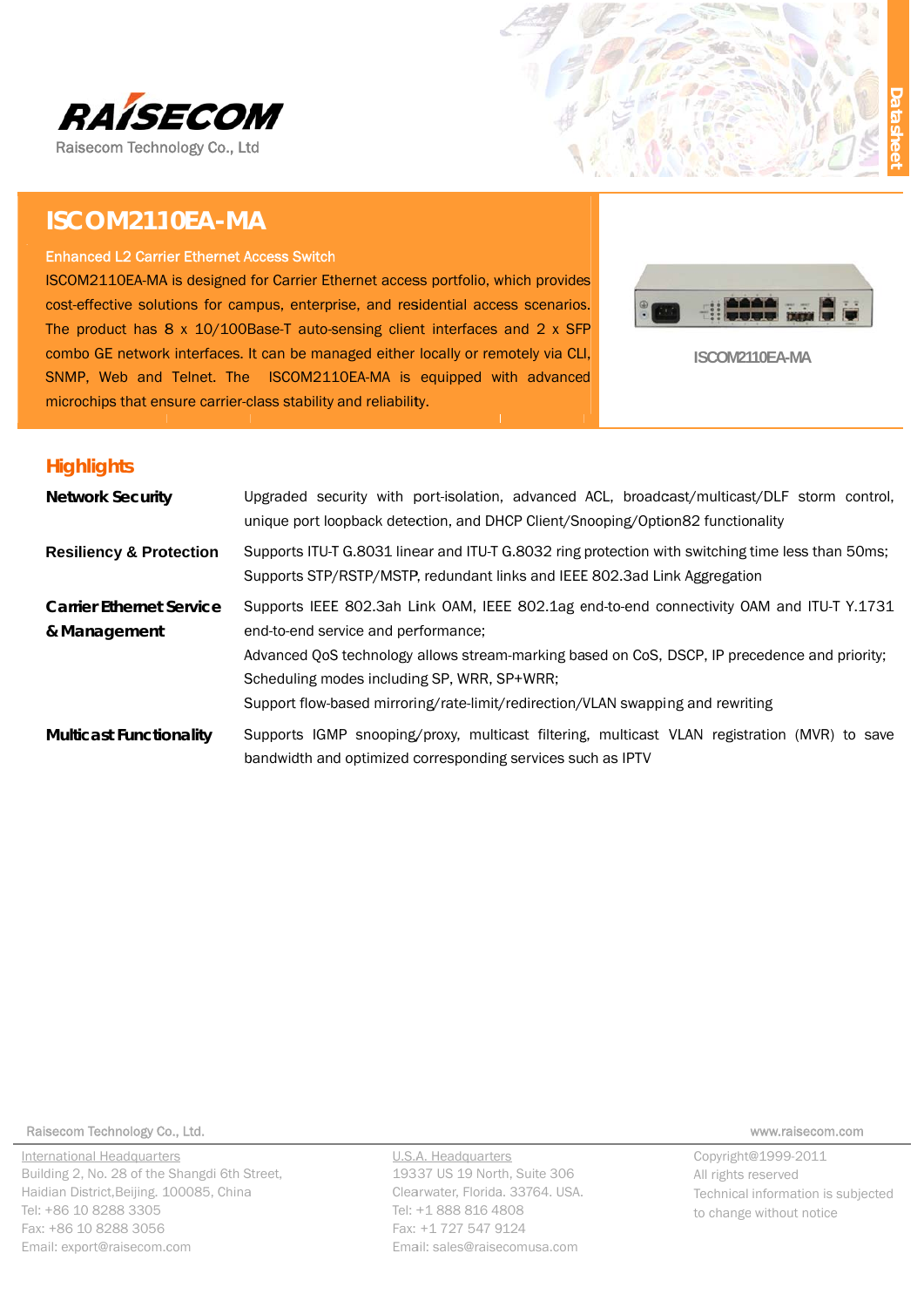RAISECOM

Raisecom Technology Co., Ltd

Datasheet

# ISCOM2110EA-MA

**Enhanced L2 Carrier Ethernet Access Switch**

ISCOM2110EA-MA is designed for Carrier Ethernet access portfolio, which provides cost-effective solutions for campus, enterprise, and residential access scenarios. The product has 8 x 10/100Base-T auto-sensing client interfaces and 2 x SFP combo GE network interfaces. It can be managed either locally or remotely via CLI, SNMP, Web and Telnet. The ISCOM2110EA-MA is equipped with advanced microchips that ensure carrier-class stability and reliability.

ISCOM2110EA-MA

## Highlights

| | |
|---|---|
| **Network Security** | Upgraded security with port-isolation, advanced ACL, broadcast/multicast/DLF storm control, unique port loopback detection, and DHCP Client/Snooping/Option82 functionality |
| **Resiliency & Protection** | Supports ITU-T G.8031 linear and ITU-T G.8032 ring protection with switching time less than 50ms; Supports STP/RSTP/MSTP, redundant links and IEEE 802.3ad Link Aggregation |
| **Carrier Ethernet Service & Management** | Supports IEEE 802.3ah Link OAM, IEEE 802.1ag end-to-end connectivity OAM and ITU-T Y.1731 end-to-end service and performance;<br>Advanced QoS technology allows stream-marking based on CoS, DSCP, IP precedence and priority;<br>Scheduling modes including SP, WRR, SP+WRR;<br>Support flow-based mirroring/rate-limit/redirection/VLAN swapping and rewriting |
| **Multicast Functionality** | Supports IGMP snooping/proxy, multicast filtering, multicast VLAN registration (MVR) to save bandwidth and optimized corresponding services such as IPTV |

Raisecom Technology Co., Ltd. www.raisecom.com

International Headquarters
Building 2, No. 28 of the Shangdi 6th Street,
Haidian District,Beijing. 100085, China
Tel: +86 10 8288 3305
Fax: +86 10 8288 3056
Email: export@raisecom.com

U.S.A. Headquarters
19337 US 19 North, Suite 306
Clearwater, Florida. 33764. USA.
Tel: +1 888 816 4808
Fax: +1 727 547 9124
Email: sales@raisecomusa.com

Copyright@1999-2011
All rights reserved
Technical information is subjected
to change without notice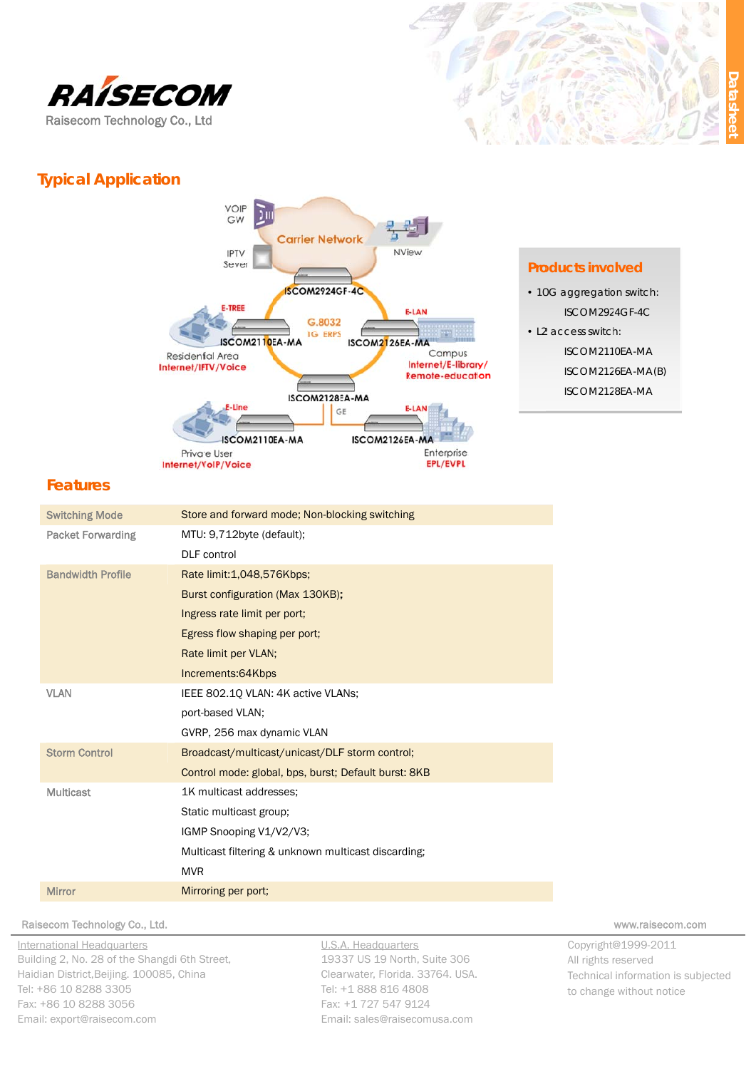## Typical Application

VOIP GW
IPTV Sever
Carrier Network
NView
ISCOM2924GF-4C
E-TREE
G.8032
1G ERPS
E-LAN
ISCOM2110EA-MA
ISCOM2126EA-MA
Residential Area
Internet/IPTV/Voice
Campus
Internet/E-library/
Remote-education
ISCOM2128EA-MA
GE
E-Line
E-LAN
ISCOM2110EA-MA
ISCOM2126EA-MA
Private User
Internet/VoIP/Voice
Enterprise
EPL/EVPL

### Products involved

- 10G aggregation switch:
  ISCOM2924GF-4C
- L2 access switch:
  ISCOM2110EA-MA
  ISCOM2126EA-MA(B)
  ISCOM2128EA-MA

## Features

| | |
|---|---|
| Switching Mode | Store and forward mode; Non-blocking switching |
| Packet Forwarding | MTU: 9,712byte (default);<br>DLF control |
| Bandwidth Profile | Rate limit:1,048,576Kbps;<br>Burst configuration (Max 130KB);<br>Ingress rate limit per port;<br>Egress flow shaping per port;<br>Rate limit per VLAN;<br>Increments:64Kbps |
| VLAN | IEEE 802.1Q VLAN: 4K active VLANs;<br>port-based VLAN;<br>GVRP, 256 max dynamic VLAN |
| Storm Control | Broadcast/multicast/unicast/DLF storm control;<br>Control mode: global, bps, burst; Default burst: 8KB |
| Multicast | 1K multicast addresses;<br>Static multicast group;<br>IGMP Snooping V1/V2/V3;<br>Multicast filtering & unknown multicast discarding;<br>MVR |
| Mirror | Mirroring per port; |

Raisecom Technology Co., Ltd. www.raisecom.com

International Headquarters
Building 2, No. 28 of the Shangdi 6th Street,
Haidian District,Beijing. 100085, China
Tel: +86 10 8288 3305
Fax: +86 10 8288 3056
Email: export@raisecom.com

U.S.A. Headquarters
19337 US 19 North, Suite 306
Clearwater, Florida. 33764. USA.
Tel: +1 888 816 4808
Fax: +1 727 547 9124
Email: sales@raisecomusa.com

Copyright@1999-2011
All rights reserved
Technical information is subjected to change without notice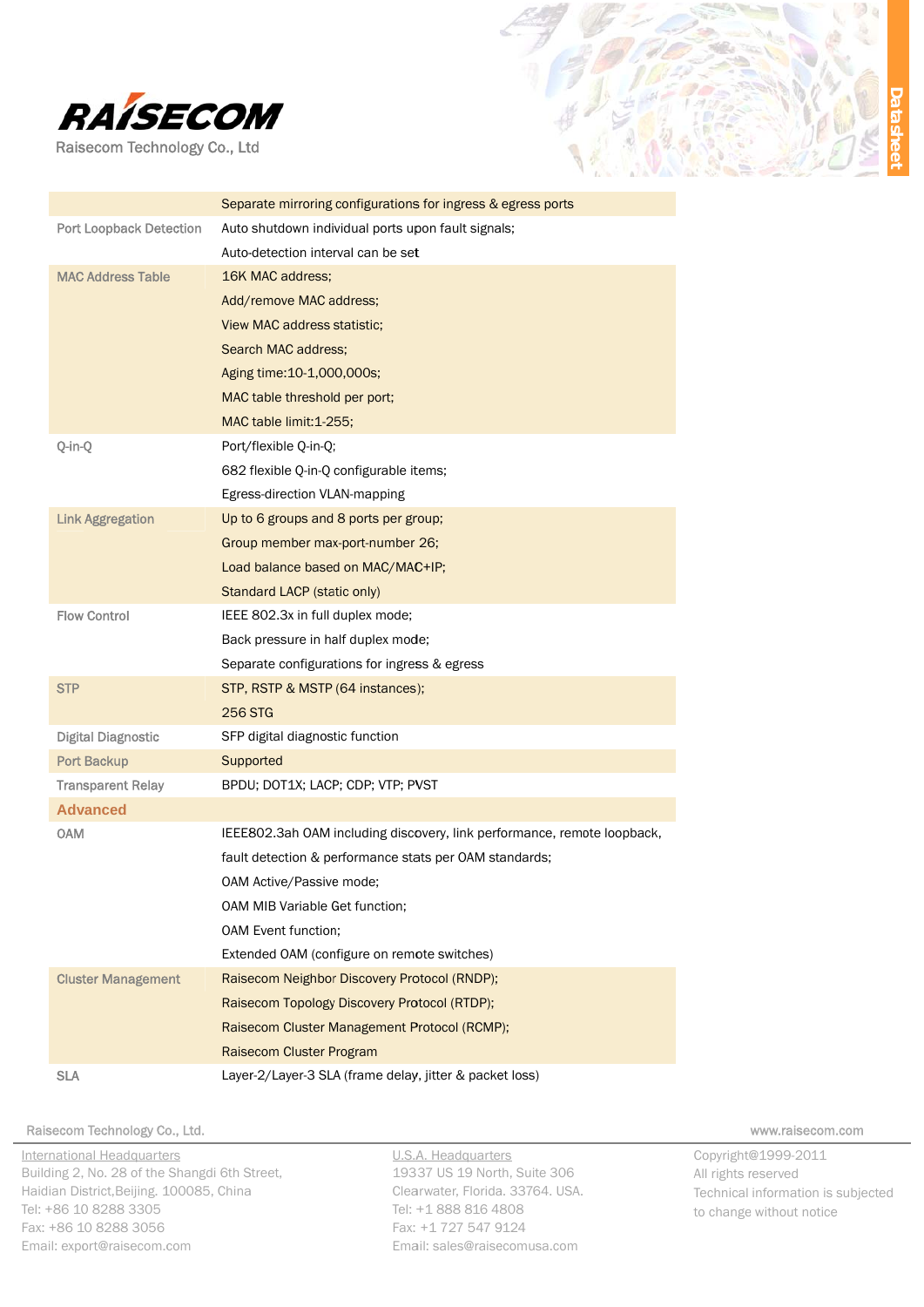| | |
|---|---|
| | Separate mirroring configurations for ingress & egress ports |
| Port Loopback Detection | Auto shutdown individual ports upon fault signals;<br>Auto-detection interval can be set |
| MAC Address Table | 16K MAC address;<br>Add/remove MAC address;<br>View MAC address statistic;<br>Search MAC address;<br>Aging time:10-1,000,000s;<br>MAC table threshold per port;<br>MAC table limit:1-255; |
| Q-in-Q | Port/flexible Q-in-Q;<br>682 flexible Q-in-Q configurable items;<br>Egress-direction VLAN-mapping |
| Link Aggregation | Up to 6 groups and 8 ports per group;<br>Group member max-port-number 26;<br>Load balance based on MAC/MAC+IP;<br>Standard LACP (static only) |
| Flow Control | IEEE 802.3x in full duplex mode;<br>Back pressure in half duplex mode;<br>Separate configurations for ingress & egress |
| STP | STP, RSTP & MSTP (64 instances);<br>256 STG |
| Digital Diagnostic | SFP digital diagnostic function |
| Port Backup | Supported |
| Transparent Relay | BPDU; DOT1X; LACP; CDP; VTP; PVST |
| **Advanced** | |
| OAM | IEEE802.3ah OAM including discovery, link performance, remote loopback, fault detection & performance stats per OAM standards;<br>OAM Active/Passive mode;<br>OAM MIB Variable Get function;<br>OAM Event function;<br>Extended OAM (configure on remote switches) |
| Cluster Management | Raisecom Neighbor Discovery Protocol (RNDP);<br>Raisecom Topology Discovery Protocol (RTDP);<br>Raisecom Cluster Management Protocol (RCMP);<br>Raisecom Cluster Program |
| SLA | Layer-2/Layer-3 SLA (frame delay, jitter & packet loss) |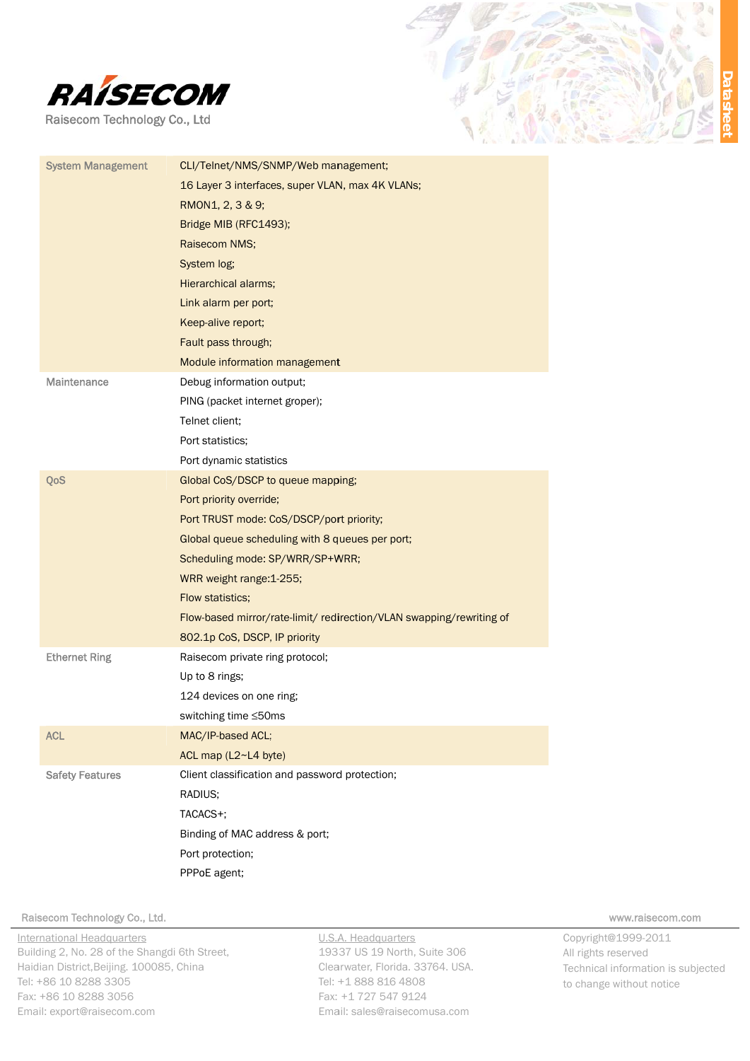| | |
|---|---|
| System Management | CLI/Telnet/NMS/SNMP/Web management;<br>16 Layer 3 interfaces, super VLAN, max 4K VLANs;<br>RMON1, 2, 3 & 9;<br>Bridge MIB (RFC1493);<br>Raisecom NMS;<br>System log;<br>Hierarchical alarms;<br>Link alarm per port;<br>Keep-alive report;<br>Fault pass through;<br>Module information management |
| Maintenance | Debug information output;<br>PING (packet internet groper);<br>Telnet client;<br>Port statistics;<br>Port dynamic statistics |
| QoS | Global CoS/DSCP to queue mapping;<br>Port priority override;<br>Port TRUST mode: CoS/DSCP/port priority;<br>Global queue scheduling with 8 queues per port;<br>Scheduling mode: SP/WRR/SP+WRR;<br>WRR weight range:1-255;<br>Flow statistics;<br>Flow-based mirror/rate-limit/ redirection/VLAN swapping/rewriting of 802.1p CoS, DSCP, IP priority |
| Ethernet Ring | Raisecom private ring protocol;<br>Up to 8 rings;<br>124 devices on one ring;<br>switching time ≤50ms |
| ACL | MAC/IP-based ACL;<br>ACL map (L2~L4 byte) |
| Safety Features | Client classification and password protection;<br>RADIUS;<br>TACACS+;<br>Binding of MAC address & port;<br>Port protection;<br>PPPoE agent; |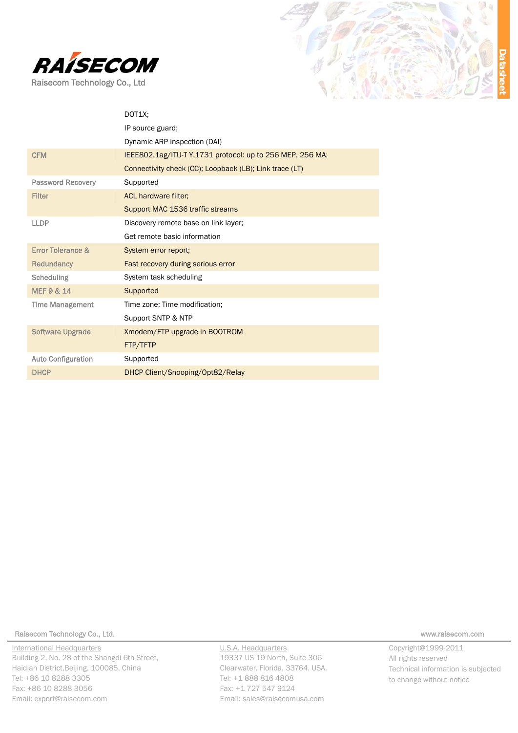| | |
|---|---|
| | DOT1X;<br>IP source guard;<br>Dynamic ARP inspection (DAI) |
| CFM | IEEE802.1ag/ITU-T Y.1731 protocol: up to 256 MEP, 256 MA;<br>Connectivity check (CC); Loopback (LB); Link trace (LT) |
| Password Recovery | Supported |
| Filter | ACL hardware filter;<br>Support MAC 1536 traffic streams |
| LLDP | Discovery remote base on link layer;<br>Get remote basic information |
| Error Tolerance & Redundancy | System error report;<br>Fast recovery during serious error |
| Scheduling | System task scheduling |
| MEF 9 & 14 | Supported |
| Time Management | Time zone; Time modification;<br>Support SNTP & NTP |
| Software Upgrade | Xmodem/FTP upgrade in BOOTROM<br>FTP/TFTP |
| Auto Configuration | Supported |
| DHCP | DHCP Client/Snooping/Opt82/Relay |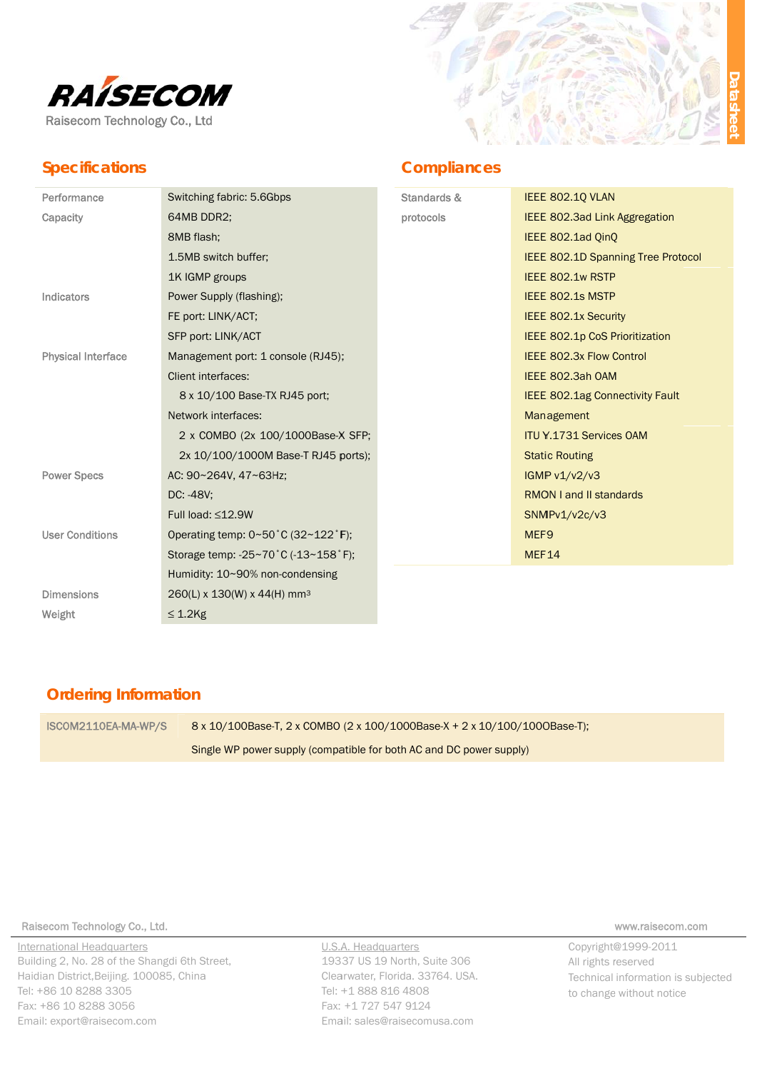RAISECOM

Raisecom Technology Co., Ltd

Datasheet

## Specifications

| | |
|---|---|
| Performance Capacity | Switching fabric: 5.6Gbps<br>64MB DDR2;<br>8MB flash;<br>1.5MB switch buffer;<br>1K IGMP groups |
| Indicators | Power Supply (flashing);<br>FE port: LINK/ACT;<br>SFP port: LINK/ACT |
| Physical Interface | Management port: 1 console (RJ45);<br>Client interfaces:<br>8 x 10/100 Base-TX RJ45 port;<br>Network interfaces:<br>2 x COMBO (2x 100/1000Base-X SFP;<br>2x 10/100/1000M Base-T RJ45 ports); |
| Power Specs | AC: 90~264V, 47~63Hz;<br>DC: -48V;<br>Full load: ≤12.9W |
| User Conditions | Operating temp: 0~50˚C (32~122˚F);<br>Storage temp: -25~70˚C (-13~158˚F);<br>Humidity: 10~90% non-condensing |
| Dimensions | 260(L) x 130(W) x 44(H) mm³ |
| Weight | ≤ 1.2Kg |

## Compliances

| | |
|---|---|
| Standards & protocols | IEEE 802.1Q VLAN<br>IEEE 802.3ad Link Aggregation<br>IEEE 802.1ad QinQ<br>IEEE 802.1D Spanning Tree Protocol<br>IEEE 802.1w RSTP<br>IEEE 802.1s MSTP<br>IEEE 802.1x Security<br>IEEE 802.1p CoS Prioritization<br>IEEE 802.3x Flow Control<br>IEEE 802.3ah OAM<br>IEEE 802.1ag Connectivity Fault Management<br>ITU Y.1731 Services OAM<br>Static Routing<br>IGMP v1/v2/v3<br>RMON I and II standards<br>SNMPv1/v2c/v3<br>MEF9<br>MEF14 |

## Ordering Information

| | |
|---|---|
| ISCOM2110EA-MA-WP/S | 8 x 10/100Base-T, 2 x COMBO (2 x 100/1000Base-X + 2 x 10/100/1000Base-T);<br>Single WP power supply (compatible for both AC and DC power supply) |

Raisecom Technology Co., Ltd. www.raisecom.com

International Headquarters
Building 2, No. 28 of the Shangdi 6th Street,
Haidian District,Beijing. 100085, China
Tel: +86 10 8288 3305
Fax: +86 10 8288 3056
Email: export@raisecom.com

U.S.A. Headquarters
19337 US 19 North, Suite 306
Clearwater, Florida. 33764. USA.
Tel: +1 888 816 4808
Fax: +1 727 547 9124
Email: sales@raisecomusa.com

Copyright@1999-2011
All rights reserved
Technical information is subjected to change without notice